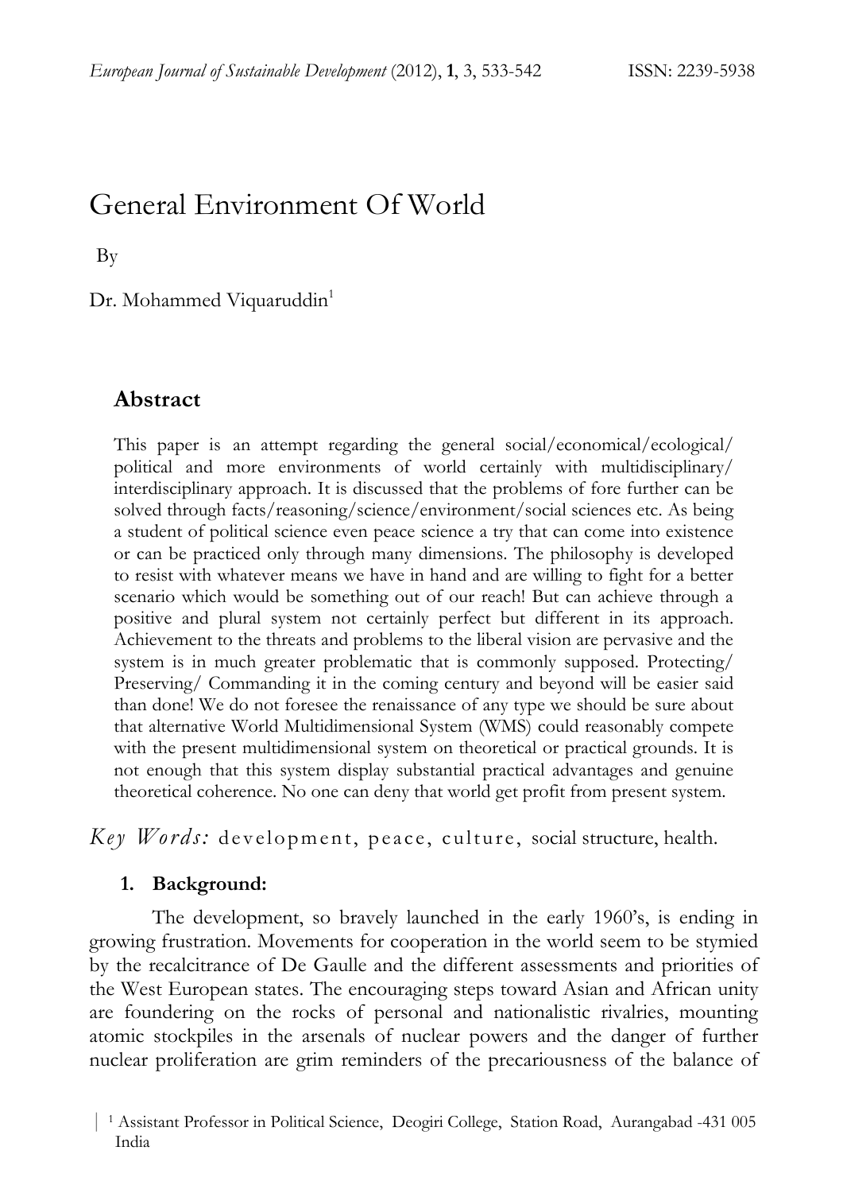# General Environment Of World

By

Dr. Mohammed Viquaruddin[1]

## Abstract

This paper is an attempt regarding the general social/economical/ecological/ political and more environments of world certainly with multidisciplinary/ interdisciplinary approach. It is discussed that the problems of fore further can be solved through facts/reasoning/science/environment/social sciences etc. As being a student of political science even peace science a try that can come into existence or can be practiced only through many dimensions. The philosophy is developed to resist with whatever means we have in hand and are willing to fight for a better scenario which would be something out of our reach! But can achieve through a positive and plural system not certainly perfect but different in its approach. Achievement to the threats and problems to the liberal vision are pervasive and the system is in much greater problematic that is commonly supposed. Protecting/ Preserving/ Commanding it in the coming century and beyond will be easier said than done! We do not foresee the renaissance of any type we should be sure about that alternative World Multidimensional System (WMS) could reasonably compete with the present multidimensional system on theoretical or practical grounds. It is not enough that this system display substantial practical advantages and genuine theoretical coherence. No one can deny that world get profit from present system.

*Key Words:* development, peace, culture, social structure, health.

## 1. Background:

The development, so bravely launched in the early 1960's, is ending in growing frustration. Movements for cooperation in the world seem to be stymied by the recalcitrance of De Gaulle and the different assessments and priorities of the West European states. The encouraging steps toward Asian and African unity are foundering on the rocks of personal and nationalistic rivalries, mounting atomic stockpiles in the arsenals of nuclear powers and the danger of further nuclear proliferation are grim reminders of the precariousness of the balance of

[1] Assistant Professor in Political Science, Deogiri College, Station Road, Aurangabad -431 005 India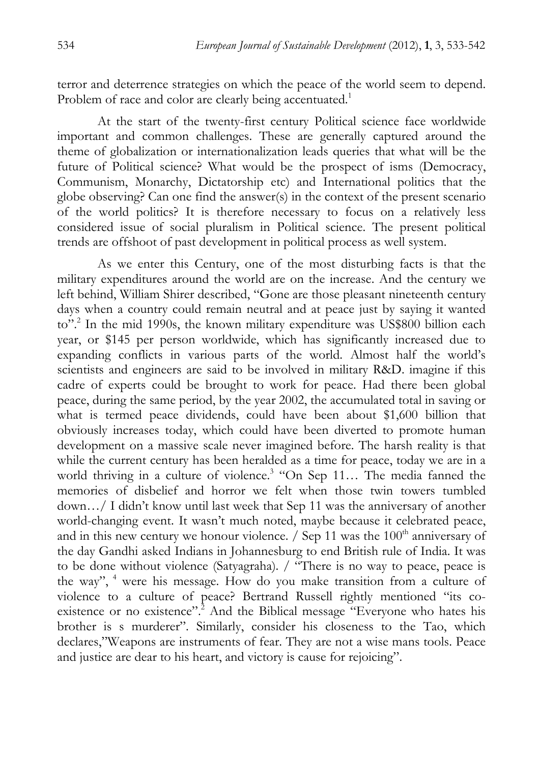terror and deterrence strategies on which the peace of the world seem to depend. Problem of race and color are clearly being accentuated.[1]

At the start of the twenty-first century Political science face worldwide important and common challenges. These are generally captured around the theme of globalization or internationalization leads queries that what will be the future of Political science? What would be the prospect of isms (Democracy, Communism, Monarchy, Dictatorship etc) and International politics that the globe observing? Can one find the answer(s) in the context of the present scenario of the world politics? It is therefore necessary to focus on a relatively less considered issue of social pluralism in Political science. The present political trends are offshoot of past development in political process as well system.

As we enter this Century, one of the most disturbing facts is that the military expenditures around the world are on the increase. And the century we left behind, William Shirer described, "Gone are those pleasant nineteenth century days when a country could remain neutral and at peace just by saying it wanted to".[2] In the mid 1990s, the known military expenditure was US$800 billion each year, or $145 per person worldwide, which has significantly increased due to expanding conflicts in various parts of the world. Almost half the world's scientists and engineers are said to be involved in military R&D. imagine if this cadre of experts could be brought to work for peace. Had there been global peace, during the same period, by the year 2002, the accumulated total in saving or what is termed peace dividends, could have been about $1,600 billion that obviously increases today, which could have been diverted to promote human development on a massive scale never imagined before. The harsh reality is that while the current century has been heralded as a time for peace, today we are in a world thriving in a culture of violence.[3] "On Sep 11… The media fanned the memories of disbelief and horror we felt when those twin towers tumbled down…/ I didn't know until last week that Sep 11 was the anniversary of another world-changing event. It wasn't much noted, maybe because it celebrated peace, and in this new century we honour violence. / Sep 11 was the 100th anniversary of the day Gandhi asked Indians in Johannesburg to end British rule of India. It was to be done without violence (Satyagraha). / "There is no way to peace, peace is the way", [4] were his message. How do you make transition from a culture of violence to a culture of peace? Bertrand Russell rightly mentioned "its co-existence or no existence".[2] And the Biblical message "Everyone who hates his brother is s murderer". Similarly, consider his closeness to the Tao, which declares,"Weapons are instruments of fear. They are not a wise mans tools. Peace and justice are dear to his heart, and victory is cause for rejoicing".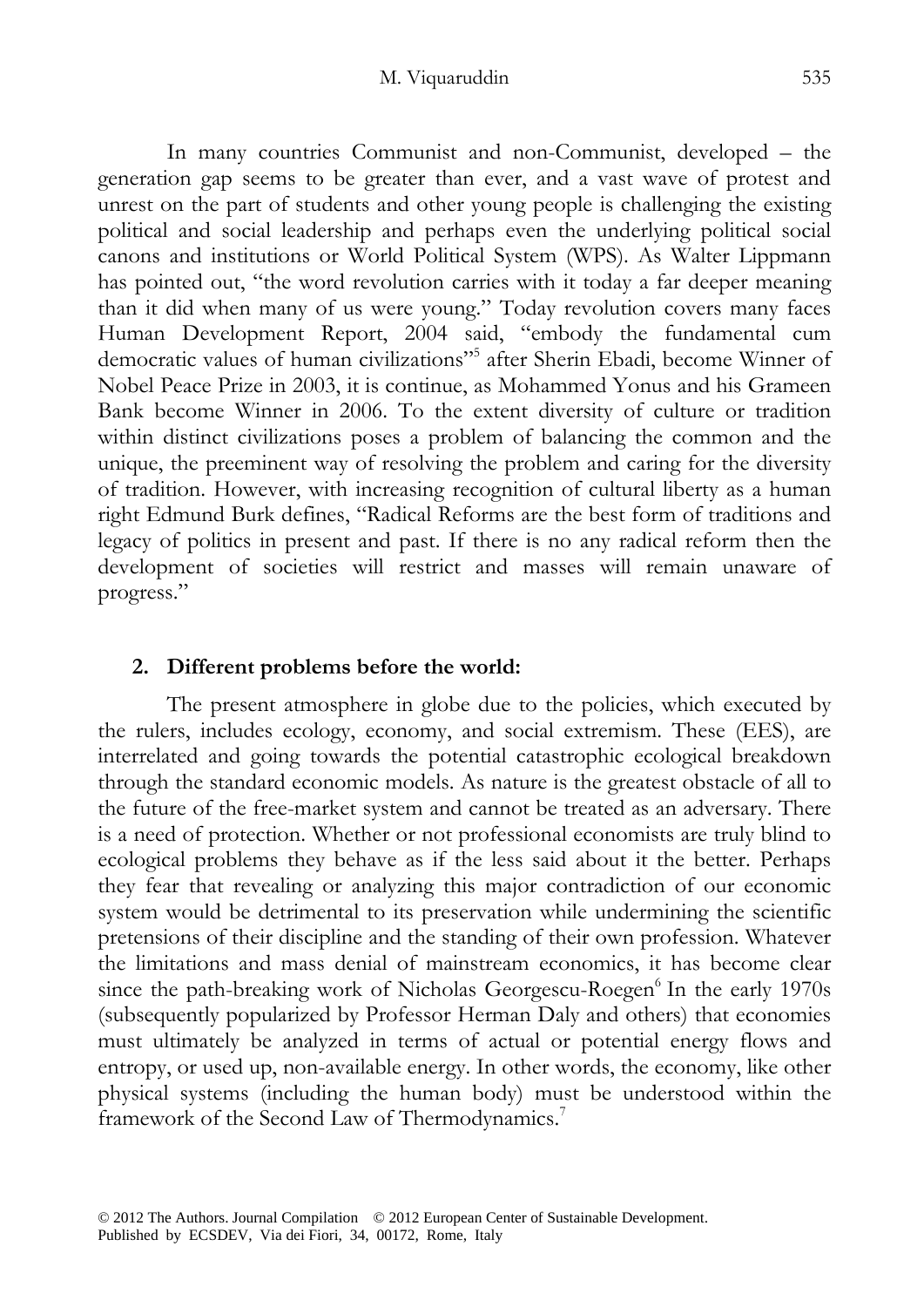In many countries Communist and non-Communist, developed – the generation gap seems to be greater than ever, and a vast wave of protest and unrest on the part of students and other young people is challenging the existing political and social leadership and perhaps even the underlying political social canons and institutions or World Political System (WPS). As Walter Lippmann has pointed out, "the word revolution carries with it today a far deeper meaning than it did when many of us were young." Today revolution covers many faces Human Development Report, 2004 said, "embody the fundamental cum democratic values of human civilizations"[5] after Sherin Ebadi, become Winner of Nobel Peace Prize in 2003, it is continue, as Mohammed Yonus and his Grameen Bank become Winner in 2006. To the extent diversity of culture or tradition within distinct civilizations poses a problem of balancing the common and the unique, the preeminent way of resolving the problem and caring for the diversity of tradition. However, with increasing recognition of cultural liberty as a human right Edmund Burk defines, "Radical Reforms are the best form of traditions and legacy of politics in present and past. If there is no any radical reform then the development of societies will restrict and masses will remain unaware of progress."

## 2. Different problems before the world:

The present atmosphere in globe due to the policies, which executed by the rulers, includes ecology, economy, and social extremism. These (EES), are interrelated and going towards the potential catastrophic ecological breakdown through the standard economic models. As nature is the greatest obstacle of all to the future of the free-market system and cannot be treated as an adversary. There is a need of protection. Whether or not professional economists are truly blind to ecological problems they behave as if the less said about it the better. Perhaps they fear that revealing or analyzing this major contradiction of our economic system would be detrimental to its preservation while undermining the scientific pretensions of their discipline and the standing of their own profession. Whatever the limitations and mass denial of mainstream economics, it has become clear since the path-breaking work of Nicholas Georgescu-Roegen[6] In the early 1970s (subsequently popularized by Professor Herman Daly and others) that economies must ultimately be analyzed in terms of actual or potential energy flows and entropy, or used up, non-available energy. In other words, the economy, like other physical systems (including the human body) must be understood within the framework of the Second Law of Thermodynamics.[7]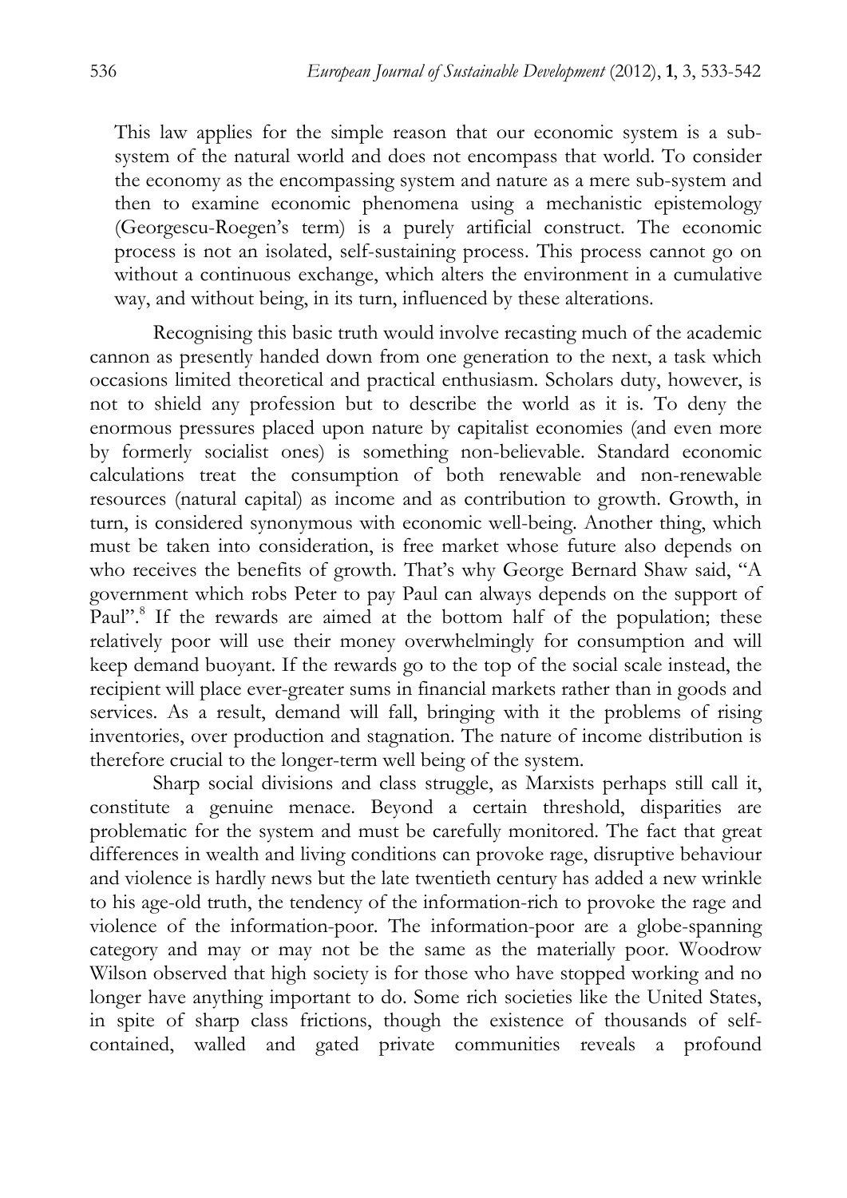This law applies for the simple reason that our economic system is a sub-system of the natural world and does not encompass that world. To consider the economy as the encompassing system and nature as a mere sub-system and then to examine economic phenomena using a mechanistic epistemology (Georgescu-Roegen's term) is a purely artificial construct. The economic process is not an isolated, self-sustaining process. This process cannot go on without a continuous exchange, which alters the environment in a cumulative way, and without being, in its turn, influenced by these alterations.

Recognising this basic truth would involve recasting much of the academic cannon as presently handed down from one generation to the next, a task which occasions limited theoretical and practical enthusiasm. Scholars duty, however, is not to shield any profession but to describe the world as it is. To deny the enormous pressures placed upon nature by capitalist economies (and even more by formerly socialist ones) is something non-believable. Standard economic calculations treat the consumption of both renewable and non-renewable resources (natural capital) as income and as contribution to growth. Growth, in turn, is considered synonymous with economic well-being. Another thing, which must be taken into consideration, is free market whose future also depends on who receives the benefits of growth. That's why George Bernard Shaw said, "A government which robs Peter to pay Paul can always depends on the support of Paul".[8] If the rewards are aimed at the bottom half of the population; these relatively poor will use their money overwhelmingly for consumption and will keep demand buoyant. If the rewards go to the top of the social scale instead, the recipient will place ever-greater sums in financial markets rather than in goods and services. As a result, demand will fall, bringing with it the problems of rising inventories, over production and stagnation. The nature of income distribution is therefore crucial to the longer-term well being of the system.

Sharp social divisions and class struggle, as Marxists perhaps still call it, constitute a genuine menace. Beyond a certain threshold, disparities are problematic for the system and must be carefully monitored. The fact that great differences in wealth and living conditions can provoke rage, disruptive behaviour and violence is hardly news but the late twentieth century has added a new wrinkle to his age-old truth, the tendency of the information-rich to provoke the rage and violence of the information-poor. The information-poor are a globe-spanning category and may or may not be the same as the materially poor. Woodrow Wilson observed that high society is for those who have stopped working and no longer have anything important to do. Some rich societies like the United States, in spite of sharp class frictions, though the existence of thousands of self-contained, walled and gated private communities reveals a profound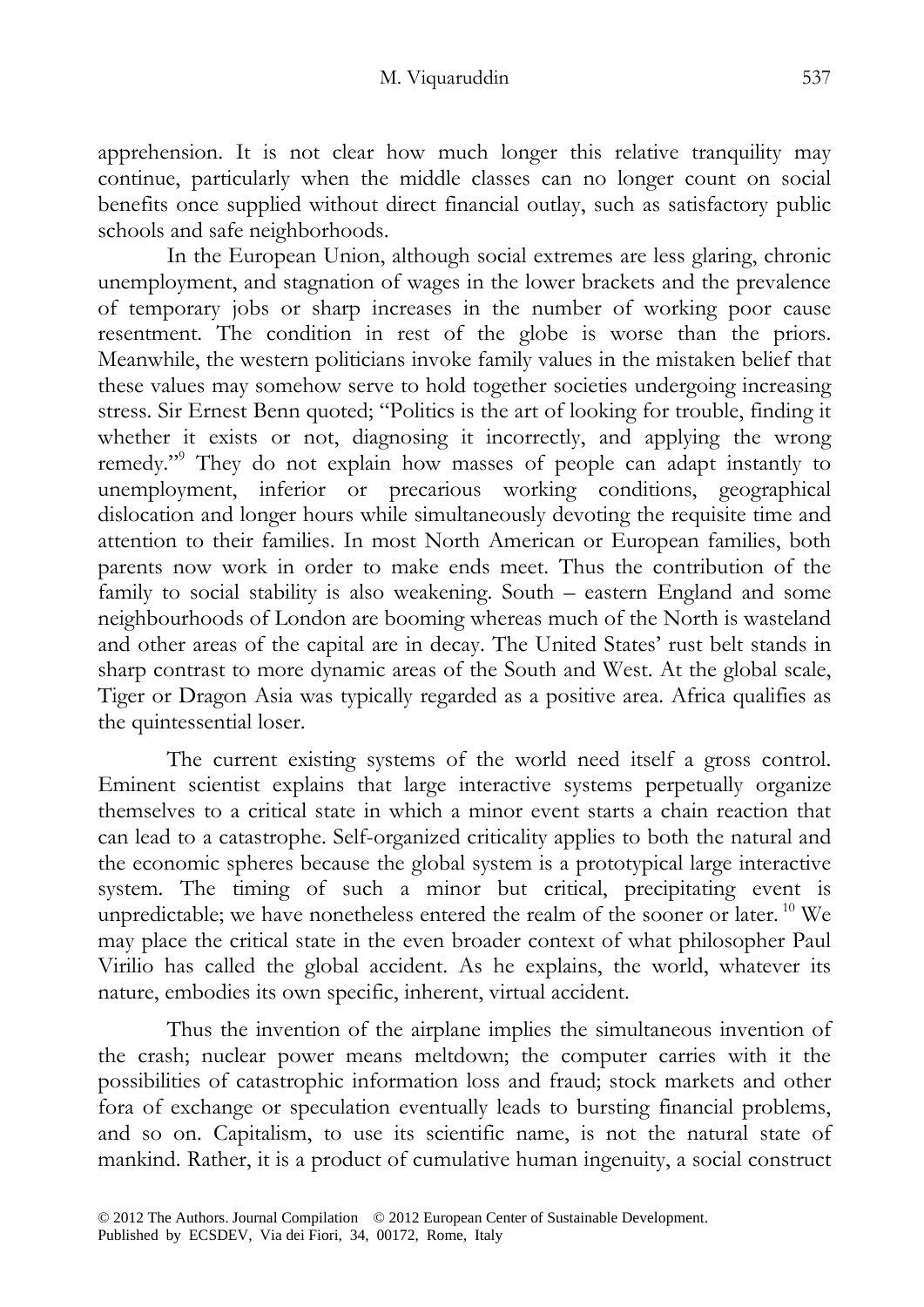apprehension. It is not clear how much longer this relative tranquility may continue, particularly when the middle classes can no longer count on social benefits once supplied without direct financial outlay, such as satisfactory public schools and safe neighborhoods.

In the European Union, although social extremes are less glaring, chronic unemployment, and stagnation of wages in the lower brackets and the prevalence of temporary jobs or sharp increases in the number of working poor cause resentment. The condition in rest of the globe is worse than the priors. Meanwhile, the western politicians invoke family values in the mistaken belief that these values may somehow serve to hold together societies undergoing increasing stress. Sir Ernest Benn quoted; "Politics is the art of looking for trouble, finding it whether it exists or not, diagnosing it incorrectly, and applying the wrong remedy."[9] They do not explain how masses of people can adapt instantly to unemployment, inferior or precarious working conditions, geographical dislocation and longer hours while simultaneously devoting the requisite time and attention to their families. In most North American or European families, both parents now work in order to make ends meet. Thus the contribution of the family to social stability is also weakening. South – eastern England and some neighbourhoods of London are booming whereas much of the North is wasteland and other areas of the capital are in decay. The United States' rust belt stands in sharp contrast to more dynamic areas of the South and West. At the global scale, Tiger or Dragon Asia was typically regarded as a positive area. Africa qualifies as the quintessential loser.

The current existing systems of the world need itself a gross control. Eminent scientist explains that large interactive systems perpetually organize themselves to a critical state in which a minor event starts a chain reaction that can lead to a catastrophe. Self-organized criticality applies to both the natural and the economic spheres because the global system is a prototypical large interactive system. The timing of such a minor but critical, precipitating event is unpredictable; we have nonetheless entered the realm of the sooner or later. [10] We may place the critical state in the even broader context of what philosopher Paul Virilio has called the global accident. As he explains, the world, whatever its nature, embodies its own specific, inherent, virtual accident.

Thus the invention of the airplane implies the simultaneous invention of the crash; nuclear power means meltdown; the computer carries with it the possibilities of catastrophic information loss and fraud; stock markets and other fora of exchange or speculation eventually leads to bursting financial problems, and so on. Capitalism, to use its scientific name, is not the natural state of mankind. Rather, it is a product of cumulative human ingenuity, a social construct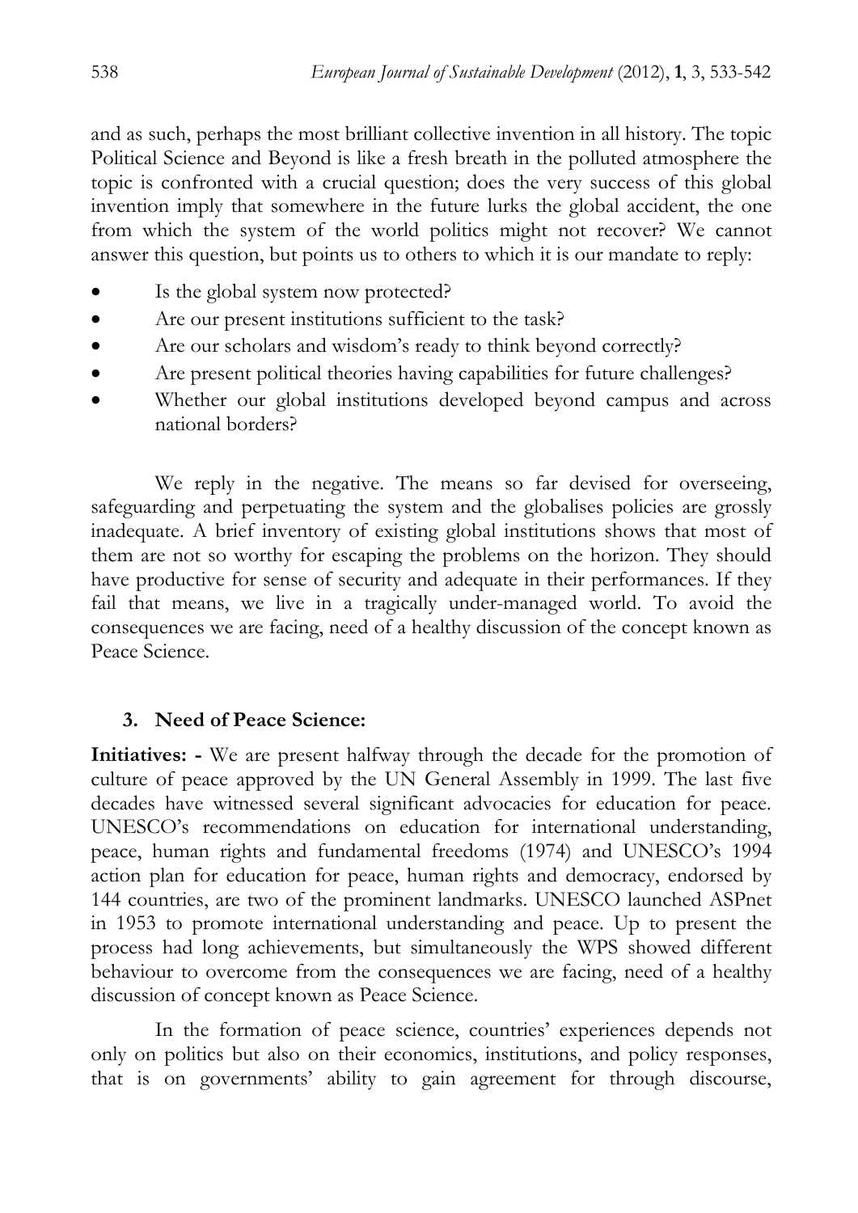and as such, perhaps the most brilliant collective invention in all history. The topic Political Science and Beyond is like a fresh breath in the polluted atmosphere the topic is confronted with a crucial question; does the very success of this global invention imply that somewhere in the future lurks the global accident, the one from which the system of the world politics might not recover? We cannot answer this question, but points us to others to which it is our mandate to reply:

- Is the global system now protected?
- Are our present institutions sufficient to the task?
- Are our scholars and wisdom's ready to think beyond correctly?
- Are present political theories having capabilities for future challenges?
- Whether our global institutions developed beyond campus and across national borders?

We reply in the negative. The means so far devised for overseeing, safeguarding and perpetuating the system and the globalises policies are grossly inadequate. A brief inventory of existing global institutions shows that most of them are not so worthy for escaping the problems on the horizon. They should have productive for sense of security and adequate in their performances. If they fail that means, we live in a tragically under-managed world. To avoid the consequences we are facing, need of a healthy discussion of the concept known as Peace Science.

## 3. Need of Peace Science:

**Initiatives: -** We are present halfway through the decade for the promotion of culture of peace approved by the UN General Assembly in 1999. The last five decades have witnessed several significant advocacies for education for peace. UNESCO's recommendations on education for international understanding, peace, human rights and fundamental freedoms (1974) and UNESCO's 1994 action plan for education for peace, human rights and democracy, endorsed by 144 countries, are two of the prominent landmarks. UNESCO launched ASPnet in 1953 to promote international understanding and peace. Up to present the process had long achievements, but simultaneously the WPS showed different behaviour to overcome from the consequences we are facing, need of a healthy discussion of concept known as Peace Science.

In the formation of peace science, countries' experiences depends not only on politics but also on their economics, institutions, and policy responses, that is on governments' ability to gain agreement for through discourse,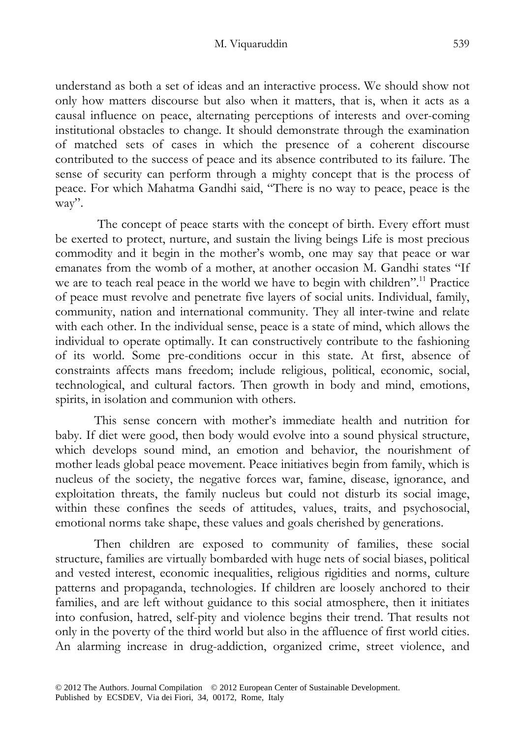understand as both a set of ideas and an interactive process. We should show not only how matters discourse but also when it matters, that is, when it acts as a causal influence on peace, alternating perceptions of interests and over-coming institutional obstacles to change. It should demonstrate through the examination of matched sets of cases in which the presence of a coherent discourse contributed to the success of peace and its absence contributed to its failure. The sense of security can perform through a mighty concept that is the process of peace. For which Mahatma Gandhi said, "There is no way to peace, peace is the way".

The concept of peace starts with the concept of birth. Every effort must be exerted to protect, nurture, and sustain the living beings Life is most precious commodity and it begin in the mother's womb, one may say that peace or war emanates from the womb of a mother, at another occasion M. Gandhi states "If we are to teach real peace in the world we have to begin with children".[11] Practice of peace must revolve and penetrate five layers of social units. Individual, family, community, nation and international community. They all inter-twine and relate with each other. In the individual sense, peace is a state of mind, which allows the individual to operate optimally. It can constructively contribute to the fashioning of its world. Some pre-conditions occur in this state. At first, absence of constraints affects mans freedom; include religious, political, economic, social, technological, and cultural factors. Then growth in body and mind, emotions, spirits, in isolation and communion with others.

This sense concern with mother's immediate health and nutrition for baby. If diet were good, then body would evolve into a sound physical structure, which develops sound mind, an emotion and behavior, the nourishment of mother leads global peace movement. Peace initiatives begin from family, which is nucleus of the society, the negative forces war, famine, disease, ignorance, and exploitation threats, the family nucleus but could not disturb its social image, within these confines the seeds of attitudes, values, traits, and psychosocial, emotional norms take shape, these values and goals cherished by generations.

Then children are exposed to community of families, these social structure, families are virtually bombarded with huge nets of social biases, political and vested interest, economic inequalities, religious rigidities and norms, culture patterns and propaganda, technologies. If children are loosely anchored to their families, and are left without guidance to this social atmosphere, then it initiates into confusion, hatred, self-pity and violence begins their trend. That results not only in the poverty of the third world but also in the affluence of first world cities. An alarming increase in drug-addiction, organized crime, street violence, and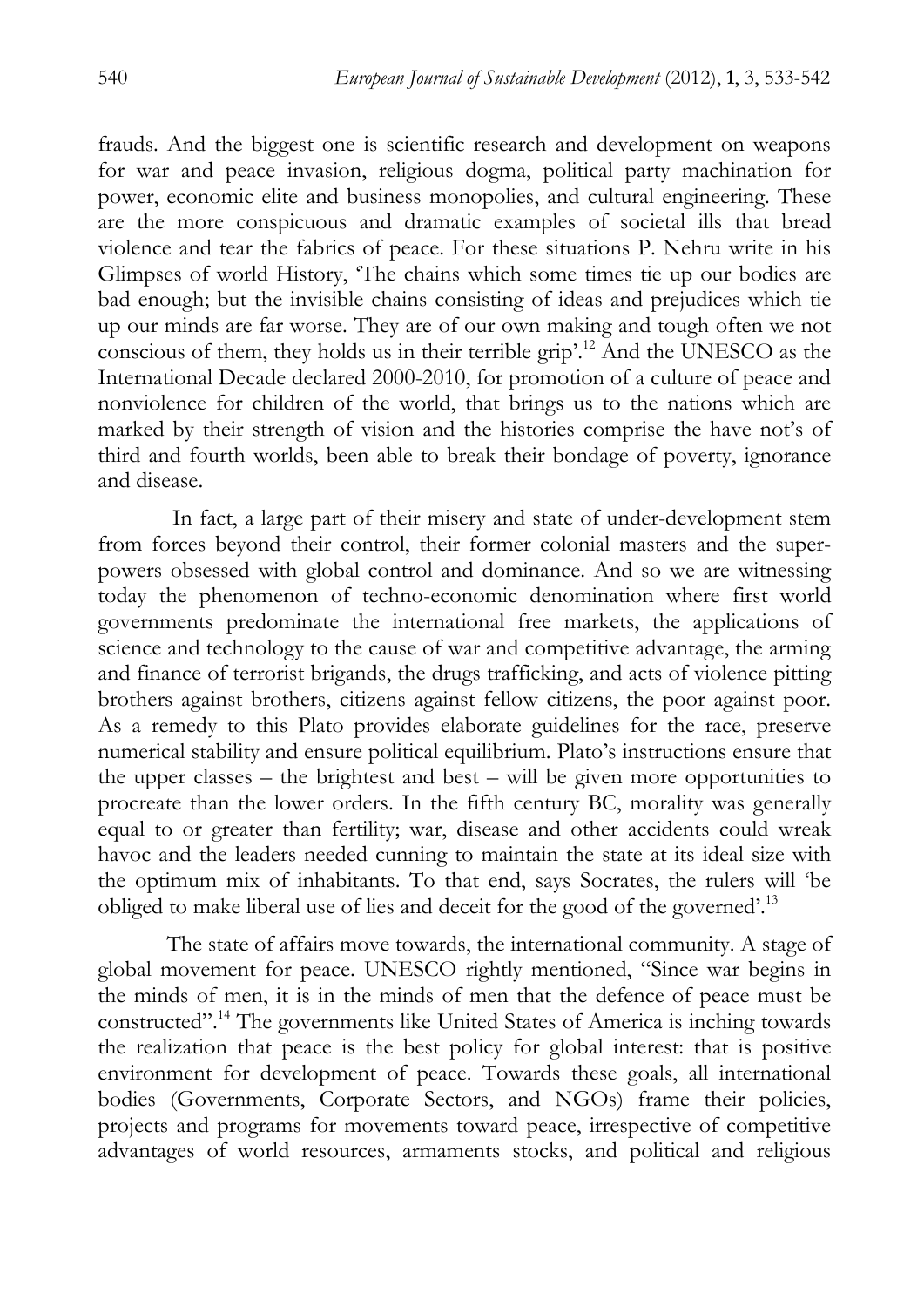frauds. And the biggest one is scientific research and development on weapons for war and peace invasion, religious dogma, political party machination for power, economic elite and business monopolies, and cultural engineering. These are the more conspicuous and dramatic examples of societal ills that bread violence and tear the fabrics of peace. For these situations P. Nehru write in his Glimpses of world History, 'The chains which some times tie up our bodies are bad enough; but the invisible chains consisting of ideas and prejudices which tie up our minds are far worse. They are of our own making and tough often we not conscious of them, they holds us in their terrible grip'.[12] And the UNESCO as the International Decade declared 2000-2010, for promotion of a culture of peace and nonviolence for children of the world, that brings us to the nations which are marked by their strength of vision and the histories comprise the have not's of third and fourth worlds, been able to break their bondage of poverty, ignorance and disease.

In fact, a large part of their misery and state of under-development stem from forces beyond their control, their former colonial masters and the super-powers obsessed with global control and dominance. And so we are witnessing today the phenomenon of techno-economic denomination where first world governments predominate the international free markets, the applications of science and technology to the cause of war and competitive advantage, the arming and finance of terrorist brigands, the drugs trafficking, and acts of violence pitting brothers against brothers, citizens against fellow citizens, the poor against poor. As a remedy to this Plato provides elaborate guidelines for the race, preserve numerical stability and ensure political equilibrium. Plato's instructions ensure that the upper classes – the brightest and best – will be given more opportunities to procreate than the lower orders. In the fifth century BC, morality was generally equal to or greater than fertility; war, disease and other accidents could wreak havoc and the leaders needed cunning to maintain the state at its ideal size with the optimum mix of inhabitants. To that end, says Socrates, the rulers will 'be obliged to make liberal use of lies and deceit for the good of the governed'.[13]

The state of affairs move towards, the international community. A stage of global movement for peace. UNESCO rightly mentioned, "Since war begins in the minds of men, it is in the minds of men that the defence of peace must be constructed".[14] The governments like United States of America is inching towards the realization that peace is the best policy for global interest: that is positive environment for development of peace. Towards these goals, all international bodies (Governments, Corporate Sectors, and NGOs) frame their policies, projects and programs for movements toward peace, irrespective of competitive advantages of world resources, armaments stocks, and political and religious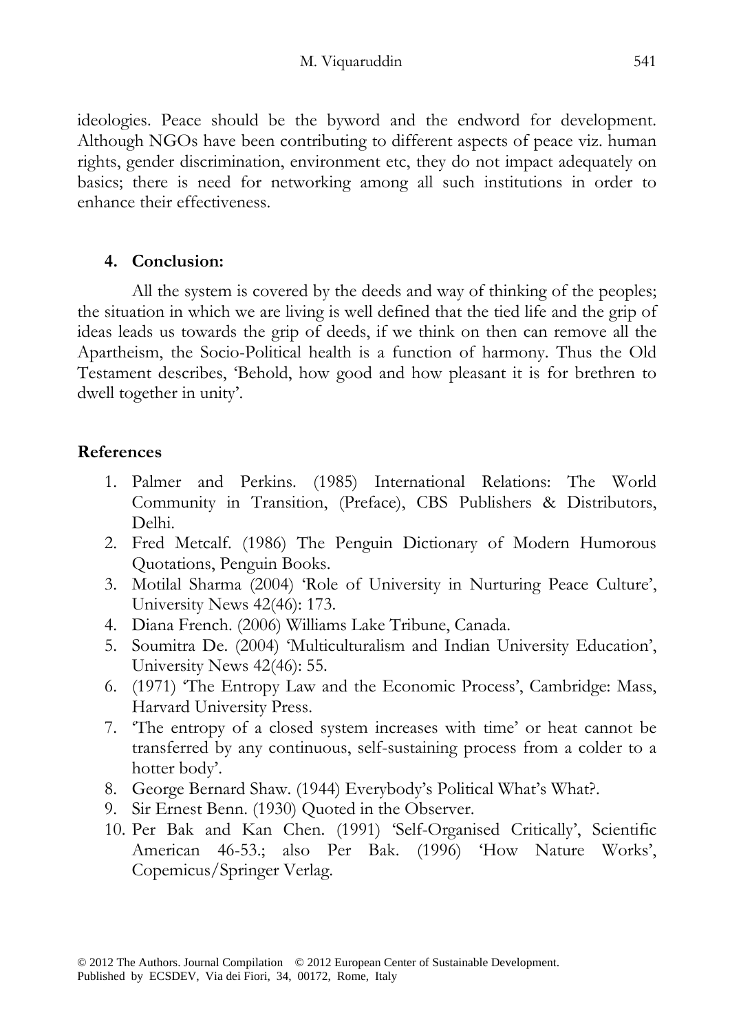ideologies. Peace should be the byword and the endword for development. Although NGOs have been contributing to different aspects of peace viz. human rights, gender discrimination, environment etc, they do not impact adequately on basics; there is need for networking among all such institutions in order to enhance their effectiveness.

## 4. Conclusion:

All the system is covered by the deeds and way of thinking of the peoples; the situation in which we are living is well defined that the tied life and the grip of ideas leads us towards the grip of deeds, if we think on then can remove all the Apartheism, the Socio-Political health is a function of harmony. Thus the Old Testament describes, 'Behold, how good and how pleasant it is for brethren to dwell together in unity'.

## References

1. Palmer and Perkins. (1985) International Relations: The World Community in Transition, (Preface), CBS Publishers & Distributors, Delhi.
2. Fred Metcalf. (1986) The Penguin Dictionary of Modern Humorous Quotations, Penguin Books.
3. Motilal Sharma (2004) 'Role of University in Nurturing Peace Culture', University News 42(46): 173.
4. Diana French. (2006) Williams Lake Tribune, Canada.
5. Soumitra De. (2004) 'Multiculturalism and Indian University Education', University News 42(46): 55.
6. (1971) 'The Entropy Law and the Economic Process', Cambridge: Mass, Harvard University Press.
7. 'The entropy of a closed system increases with time' or heat cannot be transferred by any continuous, self-sustaining process from a colder to a hotter body'.
8. George Bernard Shaw. (1944) Everybody's Political What's What?.
9. Sir Ernest Benn. (1930) Quoted in the Observer.
10. Per Bak and Kan Chen. (1991) 'Self-Organised Critically', Scientific American 46-53.; also Per Bak. (1996) 'How Nature Works', Copemicus/Springer Verlag.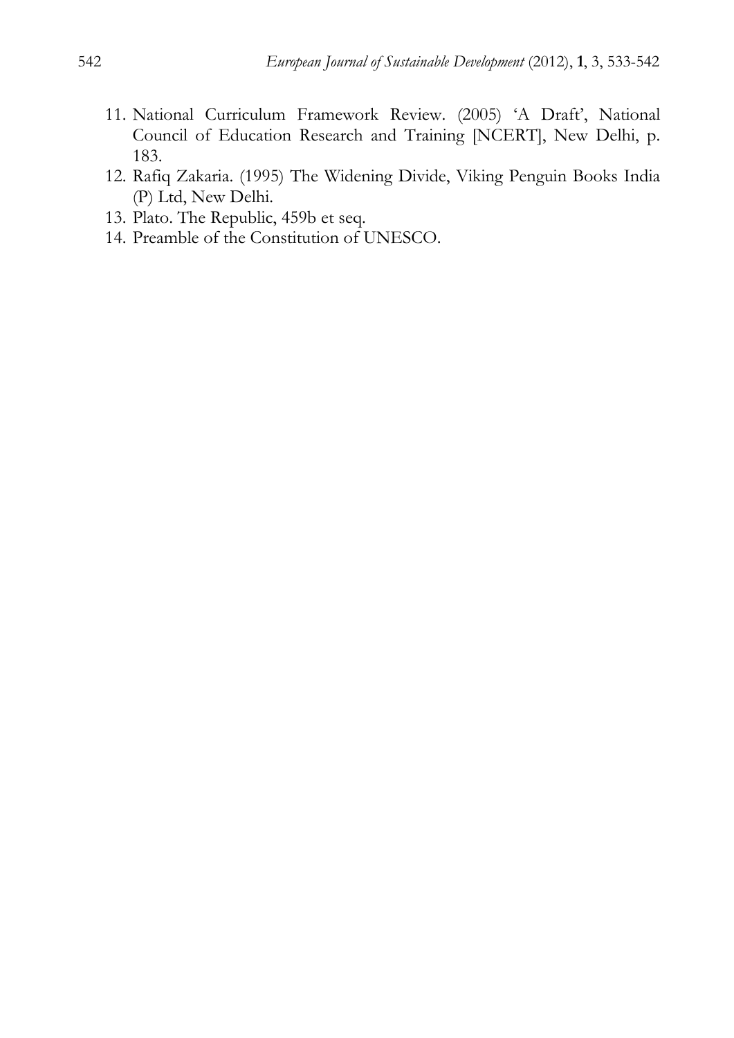11. National Curriculum Framework Review. (2005) 'A Draft', National Council of Education Research and Training [NCERT], New Delhi, p. 183.
12. Rafiq Zakaria. (1995) The Widening Divide, Viking Penguin Books India (P) Ltd, New Delhi.
13. Plato. The Republic, 459b et seq.
14. Preamble of the Constitution of UNESCO.